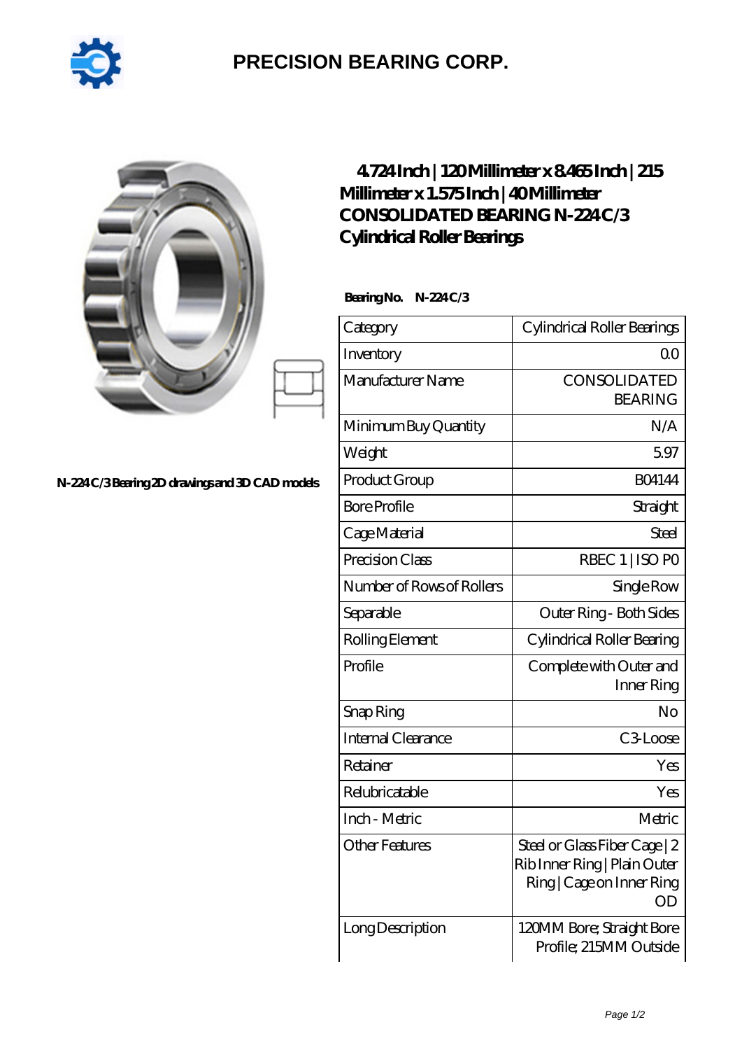# PRECISION BEARING CORP.

## 4.724 Inch | 120 Millimeter x 8.465 Inch | 215 Millimeter x 1.575 Inch | 40 Millimeter CONSOLIDATED BEARING N-224 C/3 Cylindrical Roller Bearings

N-224 C/3 Bearing 2D drawings and 3D CAD models

**Bearing No.** N-224 C/3

| Category | Cylindrical Roller Bearings |
|---|---|
| Inventory | 0.0 |
| Manufacturer Name | CONSOLIDATED BEARING |
| Minimum Buy Quantity | N/A |
| Weight | 5.97 |
| Product Group | B04144 |
| Bore Profile | Straight |
| Cage Material | Steel |
| Precision Class | RBEC 1 \| ISO P0 |
| Number of Rows of Rollers | Single Row |
| Separable | Outer Ring - Both Sides |
| Rolling Element | Cylindrical Roller Bearing |
| Profile | Complete with Outer and Inner Ring |
| Snap Ring | No |
| Internal Clearance | C3-Loose |
| Retainer | Yes |
| Relubricatable | Yes |
| Inch - Metric | Metric |
| Other Features | Steel or Glass Fiber Cage \| 2 Rib Inner Ring \| Plain Outer Ring \| Cage on Inner Ring OD |
| Long Description | 120MM Bore; Straight Bore Profile; 215MM Outside |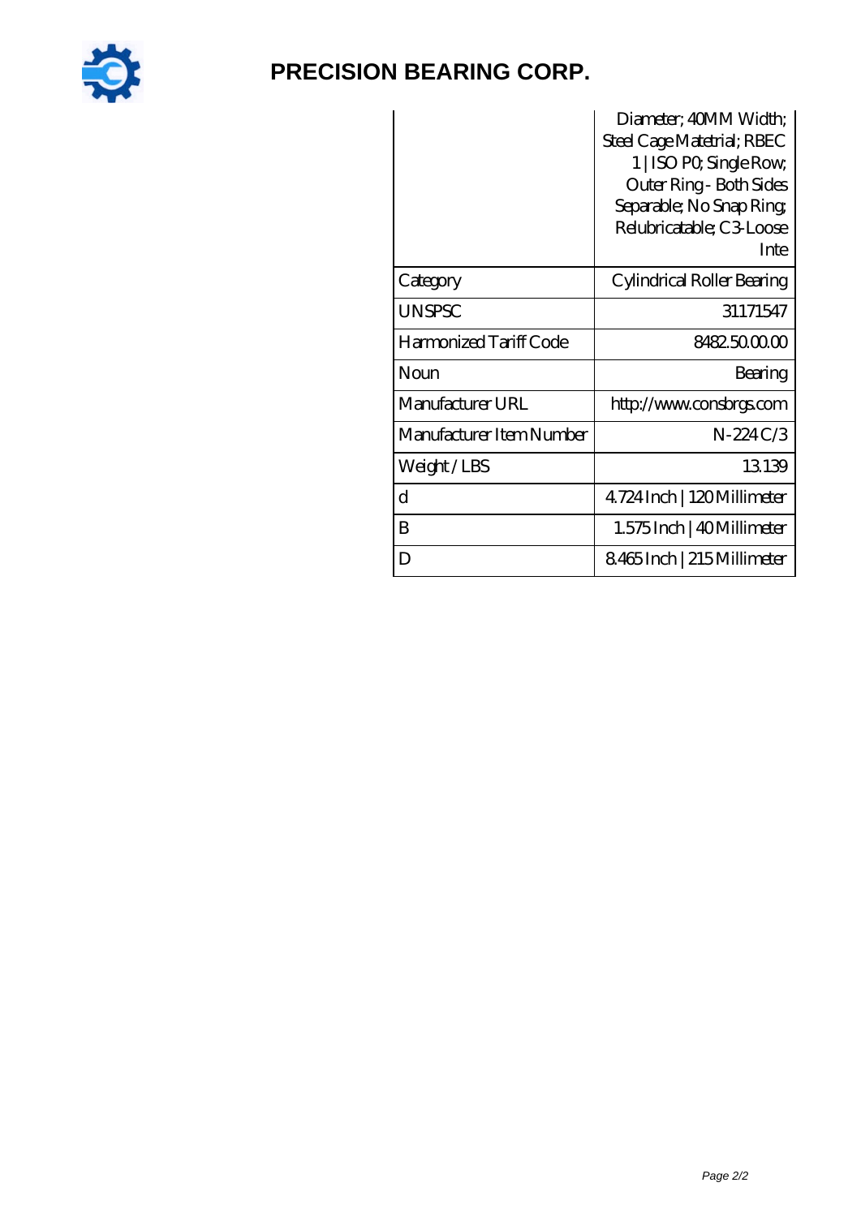| | |
|---|---|
| | Diameter; 40MM Width; Steel Cage Matetrial; RBEC 1 \| ISO P0; Single Row; Outer Ring - Both Sides Separable; No Snap Ring; Relubricatable; C3-Loose Inte |
| Category | Cylindrical Roller Bearing |
| UNSPSC | 31171547 |
| Harmonized Tariff Code | 8482.50.00.00 |
| Noun | Bearing |
| Manufacturer URL | http://www.consbrgs.com |
| Manufacturer Item Number | N-224 C/3 |
| Weight / LBS | 13.139 |
| d | 4.724 Inch \| 120 Millimeter |
| B | 1.575 Inch \| 40 Millimeter |
| D | 8.465 Inch \| 215 Millimeter |